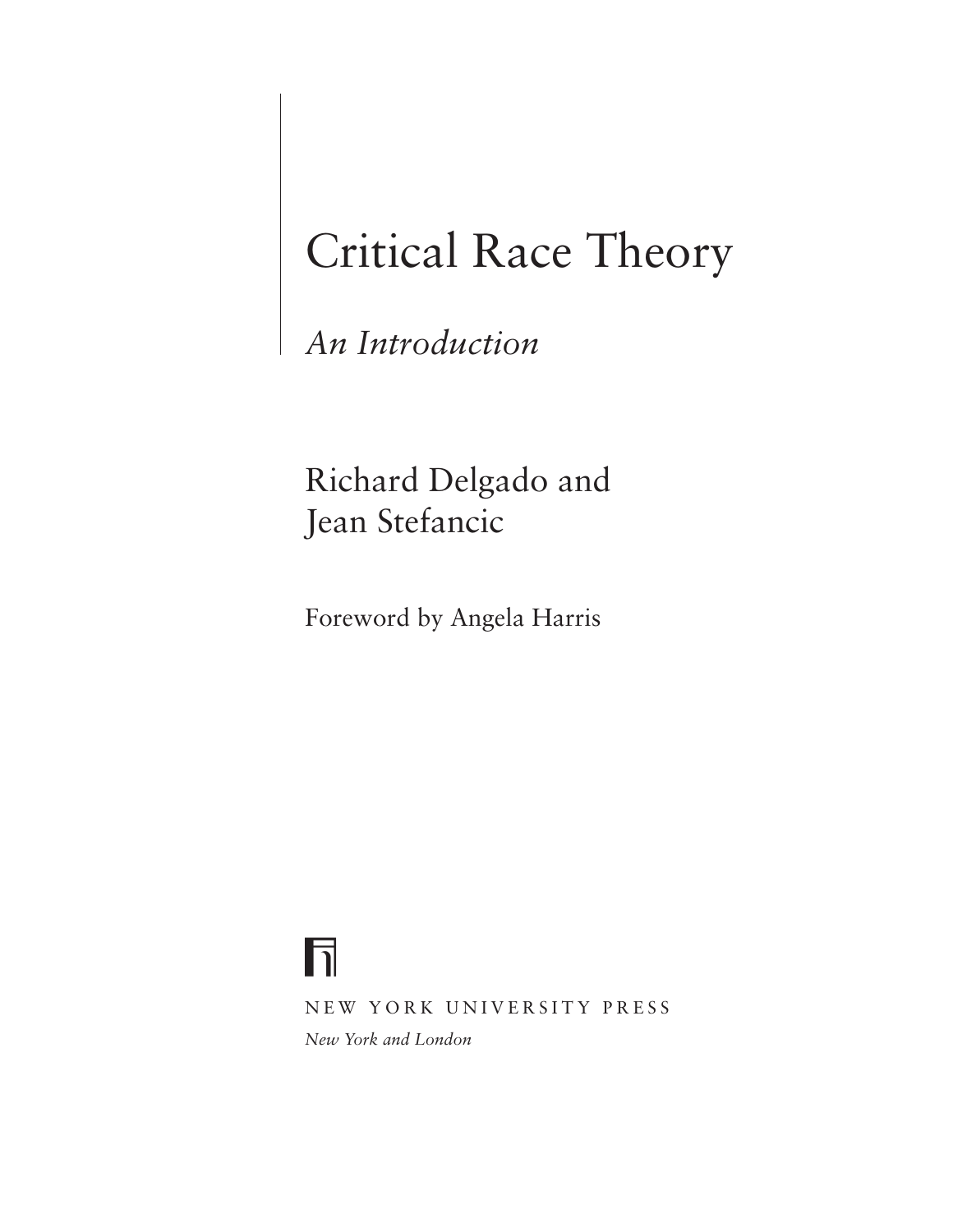# Critical Race Theory

*An Introduction*

Richard Delgado and
Jean Stefancic

Foreword by Angela Harris

NEW YORK UNIVERSITY PRESS

*New York and London*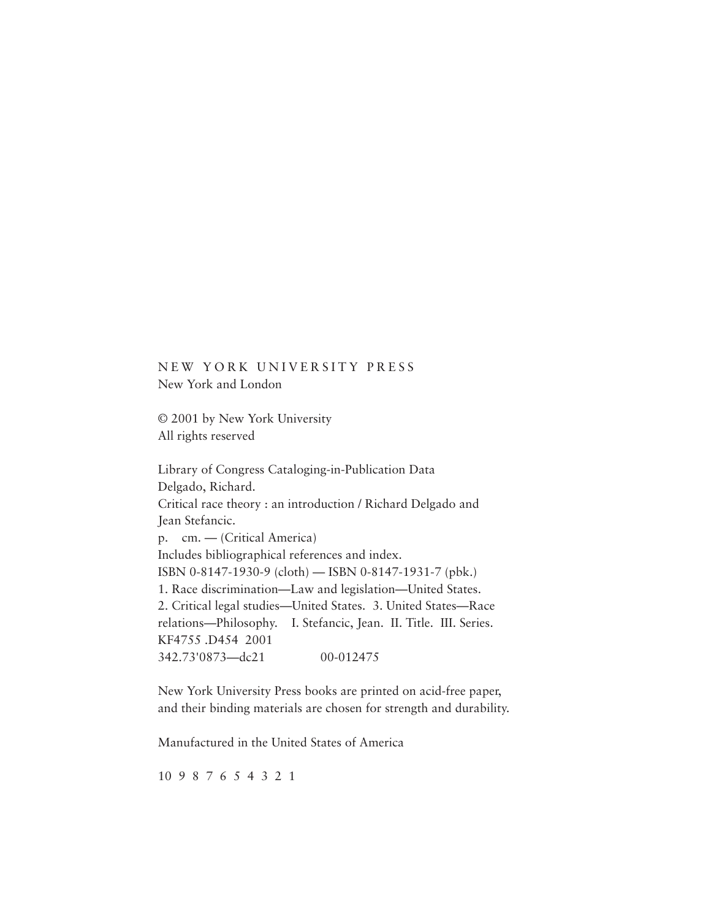NEW YORK UNIVERSITY PRESS
New York and London

© 2001 by New York University
All rights reserved

Library of Congress Cataloging-in-Publication Data
Delgado, Richard.
Critical race theory : an introduction / Richard Delgado and Jean Stefancic.
p. cm. — (Critical America)
Includes bibliographical references and index.
ISBN 0-8147-1930-9 (cloth) — ISBN 0-8147-1931-7 (pbk.)
1. Race discrimination—Law and legislation—United States.
2. Critical legal studies—United States. 3. United States—Race relations—Philosophy. I. Stefancic, Jean. II. Title. III. Series.
KF4755 .D454 2001
342.73'0873—dc21 00-012475

New York University Press books are printed on acid-free paper, and their binding materials are chosen for strength and durability.

Manufactured in the United States of America

10 9 8 7 6 5 4 3 2 1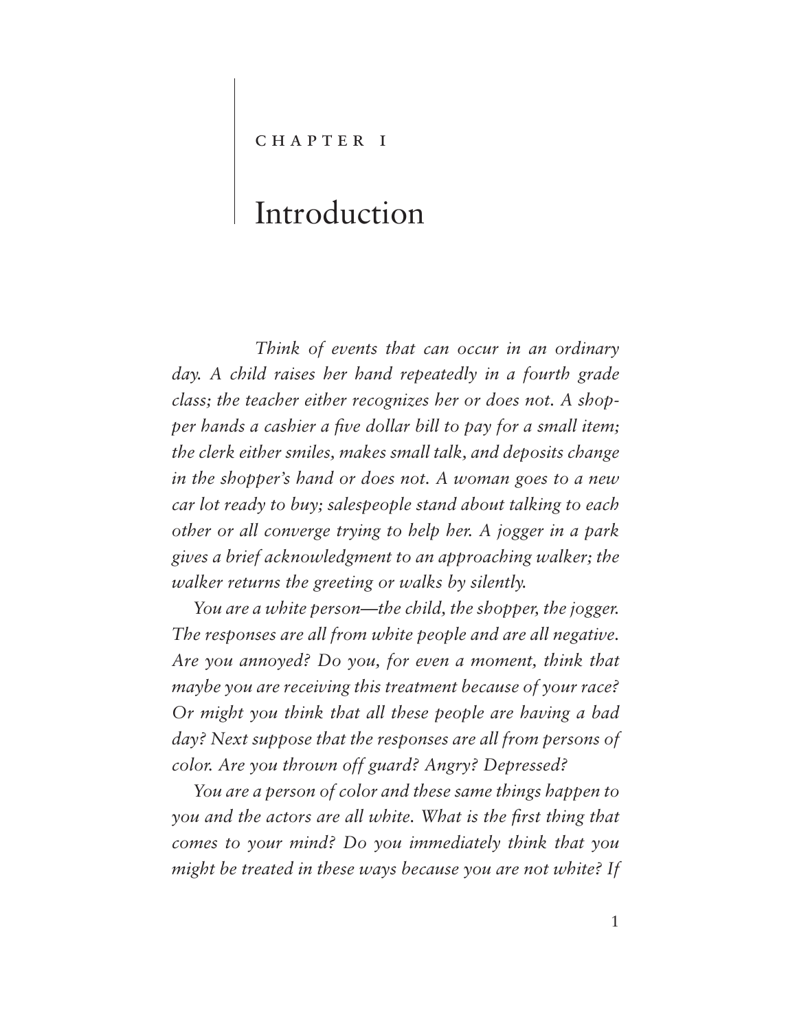CHAPTER I

# Introduction

*Think of events that can occur in an ordinary day. A child raises her hand repeatedly in a fourth grade class; the teacher either recognizes her or does not. A shopper hands a cashier a five dollar bill to pay for a small item; the clerk either smiles, makes small talk, and deposits change in the shopper's hand or does not. A woman goes to a new car lot ready to buy; salespeople stand about talking to each other or all converge trying to help her. A jogger in a park gives a brief acknowledgment to an approaching walker; the walker returns the greeting or walks by silently.*

*You are a white person—the child, the shopper, the jogger. The responses are all from white people and are all negative. Are you annoyed? Do you, for even a moment, think that maybe you are receiving this treatment because of your race? Or might you think that all these people are having a bad day? Next suppose that the responses are all from persons of color. Are you thrown off guard? Angry? Depressed?*

*You are a person of color and these same things happen to you and the actors are all white. What is the first thing that comes to your mind? Do you immediately think that you might be treated in these ways because you are not white? If*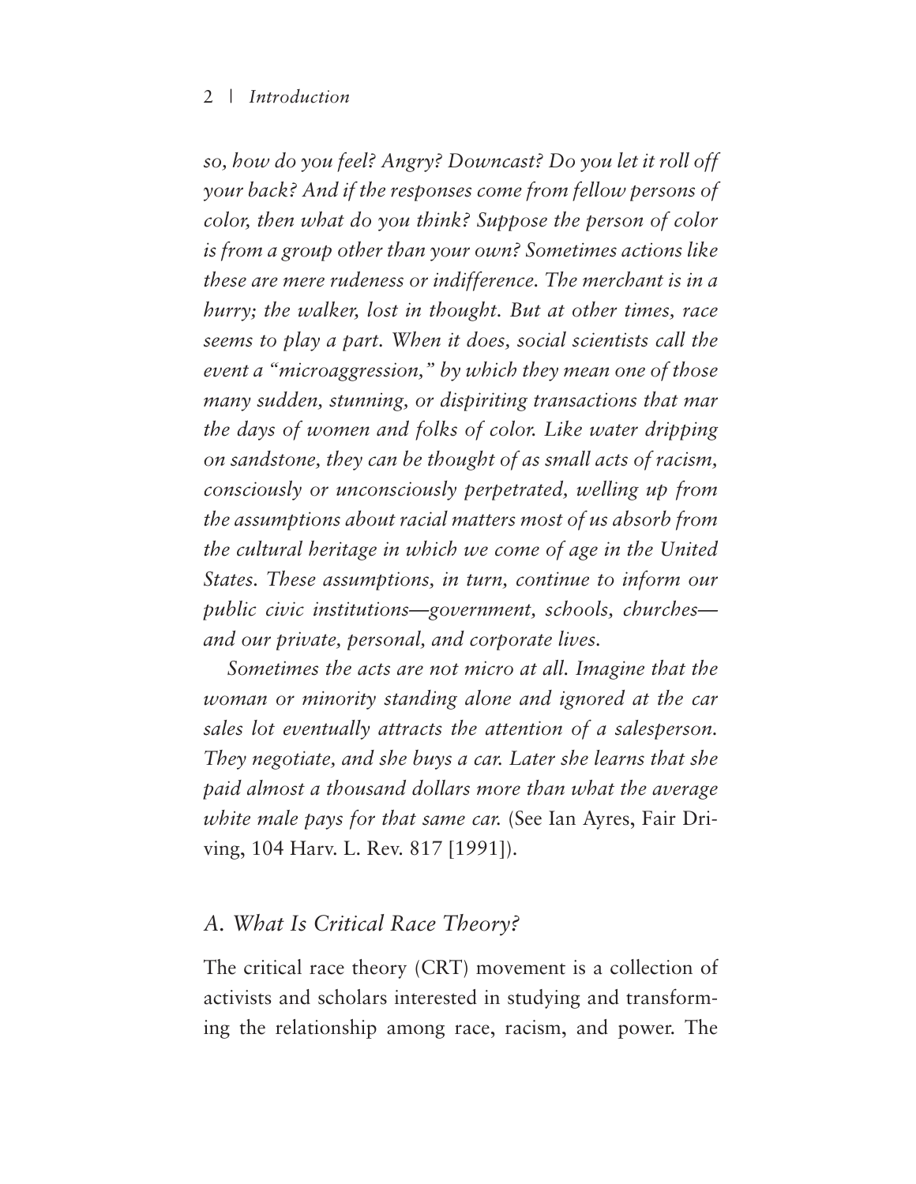*so, how do you feel? Angry? Downcast? Do you let it roll off your back? And if the responses come from fellow persons of color, then what do you think? Suppose the person of color is from a group other than your own? Sometimes actions like these are mere rudeness or indifference. The merchant is in a hurry; the walker, lost in thought. But at other times, race seems to play a part. When it does, social scientists call the event a "microaggression," by which they mean one of those many sudden, stunning, or dispiriting transactions that mar the days of women and folks of color. Like water dripping on sandstone, they can be thought of as small acts of racism, consciously or unconsciously perpetrated, welling up from the assumptions about racial matters most of us absorb from the cultural heritage in which we come of age in the United States. These assumptions, in turn, continue to inform our public civic institutions—government, schools, churches—and our private, personal, and corporate lives.*

*Sometimes the acts are not micro at all. Imagine that the woman or minority standing alone and ignored at the car sales lot eventually attracts the attention of a salesperson. They negotiate, and she buys a car. Later she learns that she paid almost a thousand dollars more than what the average white male pays for that same car.* (See Ian Ayres, Fair Driving, 104 Harv. L. Rev. 817 [1991]).

## *A. What Is Critical Race Theory?*

The critical race theory (CRT) movement is a collection of activists and scholars interested in studying and transforming the relationship among race, racism, and power. The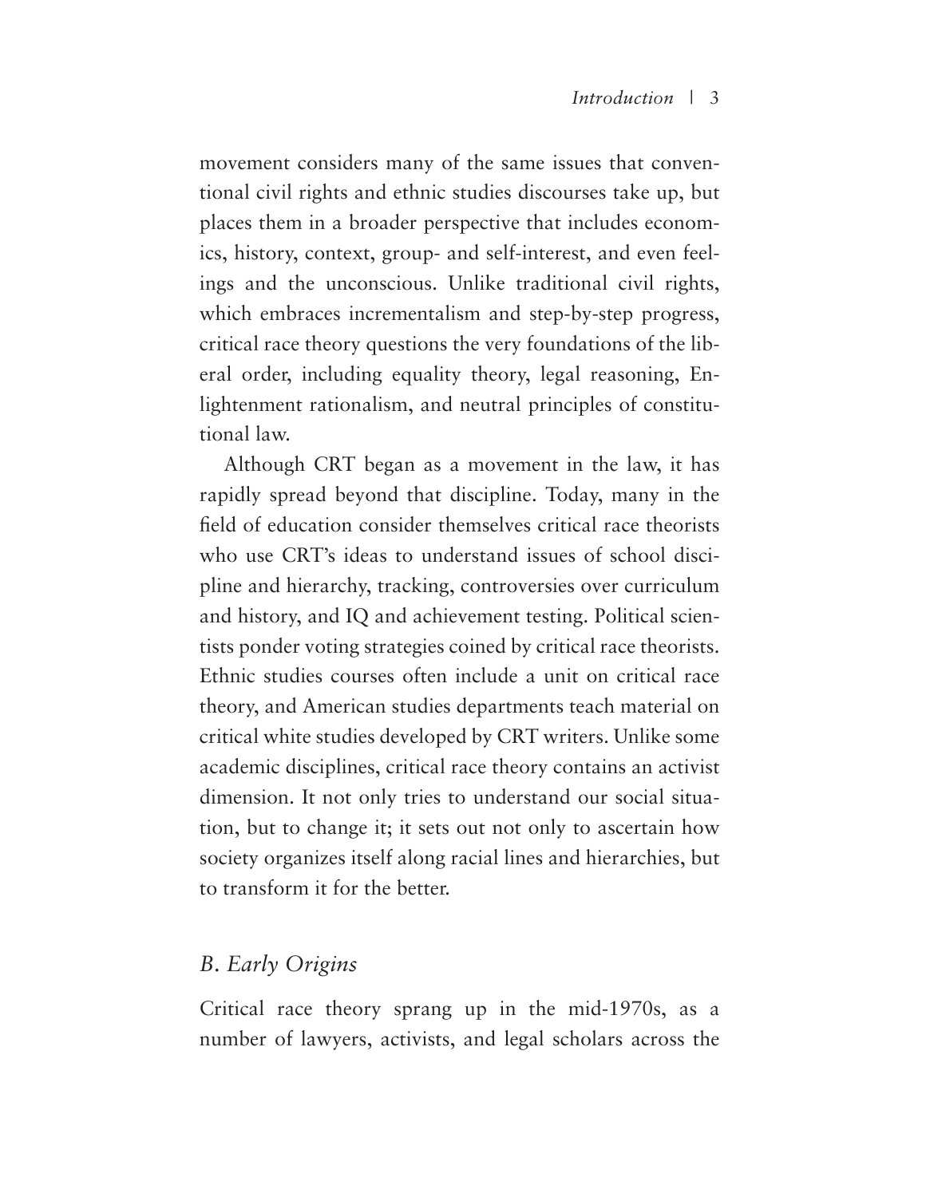movement considers many of the same issues that conventional civil rights and ethnic studies discourses take up, but places them in a broader perspective that includes economics, history, context, group- and self-interest, and even feelings and the unconscious. Unlike traditional civil rights, which embraces incrementalism and step-by-step progress, critical race theory questions the very foundations of the liberal order, including equality theory, legal reasoning, Enlightenment rationalism, and neutral principles of constitutional law.

Although CRT began as a movement in the law, it has rapidly spread beyond that discipline. Today, many in the field of education consider themselves critical race theorists who use CRT's ideas to understand issues of school discipline and hierarchy, tracking, controversies over curriculum and history, and IQ and achievement testing. Political scientists ponder voting strategies coined by critical race theorists. Ethnic studies courses often include a unit on critical race theory, and American studies departments teach material on critical white studies developed by CRT writers. Unlike some academic disciplines, critical race theory contains an activist dimension. It not only tries to understand our social situation, but to change it; it sets out not only to ascertain how society organizes itself along racial lines and hierarchies, but to transform it for the better.

## *B. Early Origins*

Critical race theory sprang up in the mid-1970s, as a number of lawyers, activists, and legal scholars across the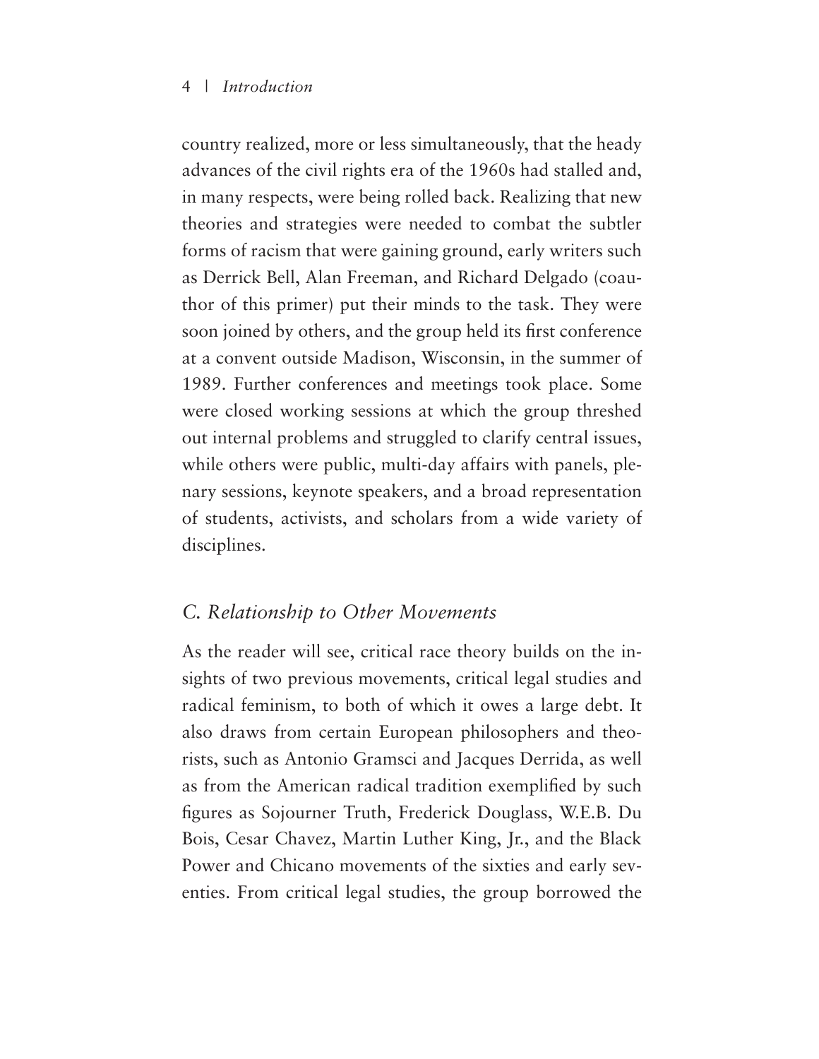country realized, more or less simultaneously, that the heady advances of the civil rights era of the 1960s had stalled and, in many respects, were being rolled back. Realizing that new theories and strategies were needed to combat the subtler forms of racism that were gaining ground, early writers such as Derrick Bell, Alan Freeman, and Richard Delgado (coauthor of this primer) put their minds to the task. They were soon joined by others, and the group held its first conference at a convent outside Madison, Wisconsin, in the summer of 1989. Further conferences and meetings took place. Some were closed working sessions at which the group threshed out internal problems and struggled to clarify central issues, while others were public, multi-day affairs with panels, plenary sessions, keynote speakers, and a broad representation of students, activists, and scholars from a wide variety of disciplines.

## *C. Relationship to Other Movements*

As the reader will see, critical race theory builds on the insights of two previous movements, critical legal studies and radical feminism, to both of which it owes a large debt. It also draws from certain European philosophers and theorists, such as Antonio Gramsci and Jacques Derrida, as well as from the American radical tradition exemplified by such figures as Sojourner Truth, Frederick Douglass, W.E.B. Du Bois, Cesar Chavez, Martin Luther King, Jr., and the Black Power and Chicano movements of the sixties and early seventies. From critical legal studies, the group borrowed the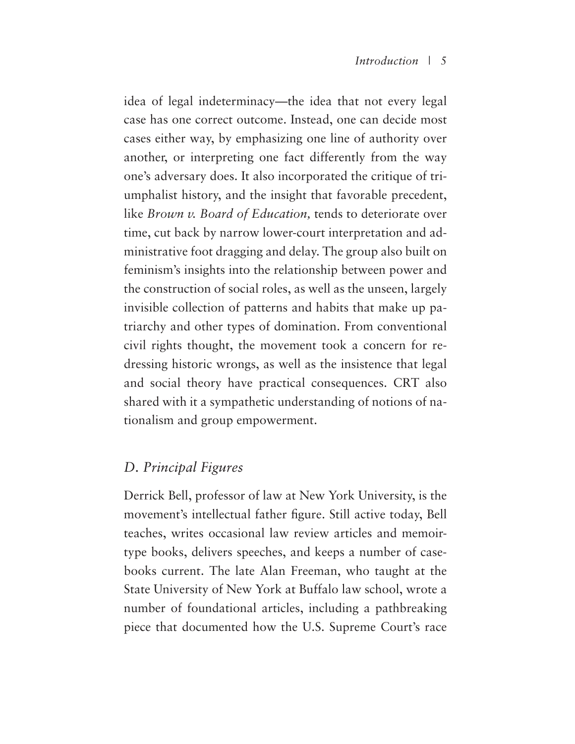idea of legal indeterminacy—the idea that not every legal case has one correct outcome. Instead, one can decide most cases either way, by emphasizing one line of authority over another, or interpreting one fact differently from the way one's adversary does. It also incorporated the critique of triumphalist history, and the insight that favorable precedent, like *Brown v. Board of Education,* tends to deteriorate over time, cut back by narrow lower-court interpretation and administrative foot dragging and delay. The group also built on feminism's insights into the relationship between power and the construction of social roles, as well as the unseen, largely invisible collection of patterns and habits that make up patriarchy and other types of domination. From conventional civil rights thought, the movement took a concern for redressing historic wrongs, as well as the insistence that legal and social theory have practical consequences. CRT also shared with it a sympathetic understanding of notions of nationalism and group empowerment.

## *D. Principal Figures*

Derrick Bell, professor of law at New York University, is the movement's intellectual father figure. Still active today, Bell teaches, writes occasional law review articles and memoir-type books, delivers speeches, and keeps a number of casebooks current. The late Alan Freeman, who taught at the State University of New York at Buffalo law school, wrote a number of foundational articles, including a pathbreaking piece that documented how the U.S. Supreme Court's race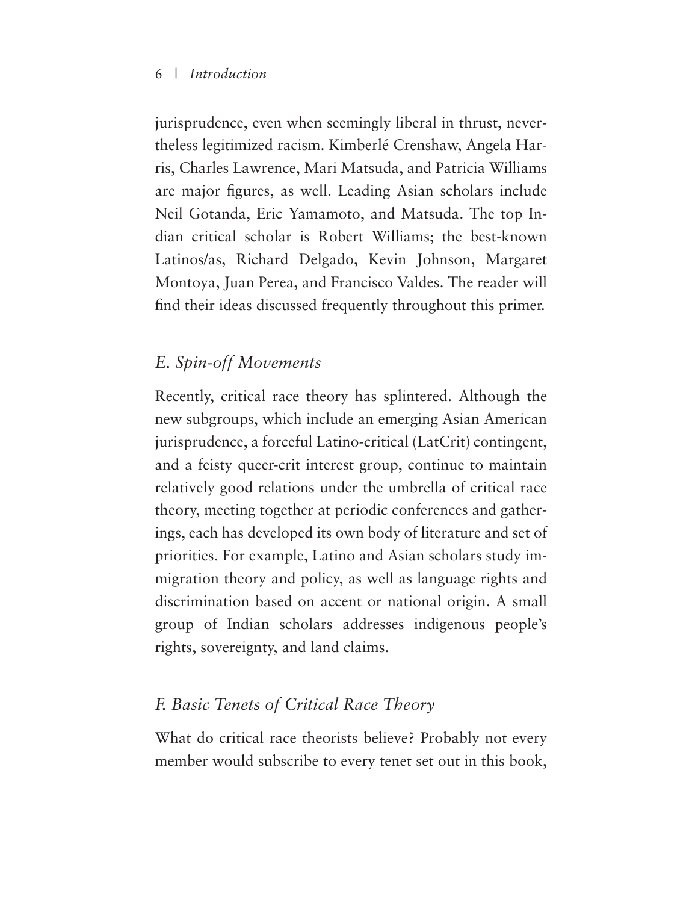jurisprudence, even when seemingly liberal in thrust, nevertheless legitimized racism. Kimberlé Crenshaw, Angela Harris, Charles Lawrence, Mari Matsuda, and Patricia Williams are major figures, as well. Leading Asian scholars include Neil Gotanda, Eric Yamamoto, and Matsuda. The top Indian critical scholar is Robert Williams; the best-known Latinos/as, Richard Delgado, Kevin Johnson, Margaret Montoya, Juan Perea, and Francisco Valdes. The reader will find their ideas discussed frequently throughout this primer.

## *E. Spin-off Movements*

Recently, critical race theory has splintered. Although the new subgroups, which include an emerging Asian American jurisprudence, a forceful Latino-critical (LatCrit) contingent, and a feisty queer-crit interest group, continue to maintain relatively good relations under the umbrella of critical race theory, meeting together at periodic conferences and gatherings, each has developed its own body of literature and set of priorities. For example, Latino and Asian scholars study immigration theory and policy, as well as language rights and discrimination based on accent or national origin. A small group of Indian scholars addresses indigenous people's rights, sovereignty, and land claims.

## *F. Basic Tenets of Critical Race Theory*

What do critical race theorists believe? Probably not every member would subscribe to every tenet set out in this book,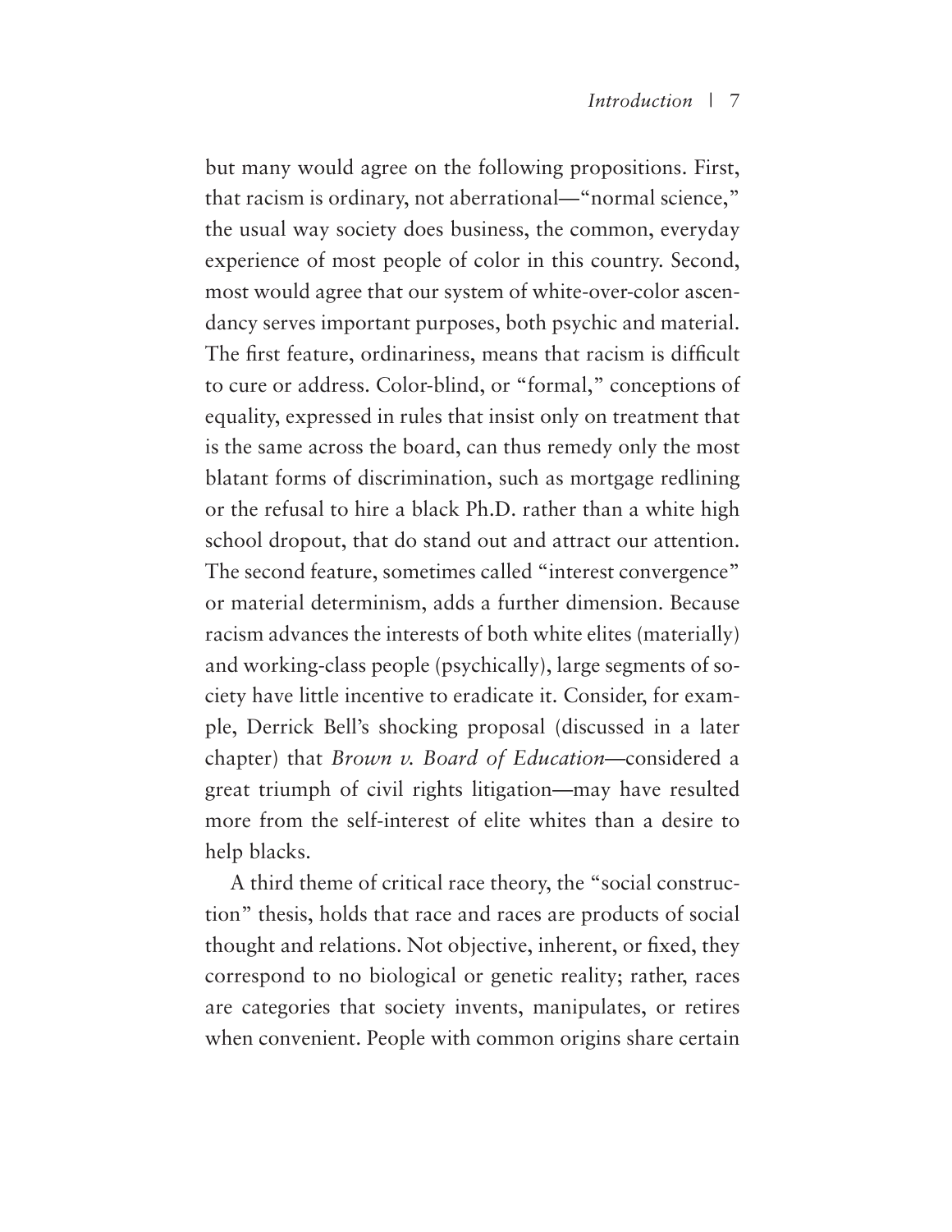but many would agree on the following propositions. First, that racism is ordinary, not aberrational—"normal science," the usual way society does business, the common, everyday experience of most people of color in this country. Second, most would agree that our system of white-over-color ascendancy serves important purposes, both psychic and material. The first feature, ordinariness, means that racism is difficult to cure or address. Color-blind, or "formal," conceptions of equality, expressed in rules that insist only on treatment that is the same across the board, can thus remedy only the most blatant forms of discrimination, such as mortgage redlining or the refusal to hire a black Ph.D. rather than a white high school dropout, that do stand out and attract our attention. The second feature, sometimes called "interest convergence" or material determinism, adds a further dimension. Because racism advances the interests of both white elites (materially) and working-class people (psychically), large segments of society have little incentive to eradicate it. Consider, for example, Derrick Bell's shocking proposal (discussed in a later chapter) that *Brown v. Board of Education*—considered a great triumph of civil rights litigation—may have resulted more from the self-interest of elite whites than a desire to help blacks.

A third theme of critical race theory, the "social construction" thesis, holds that race and races are products of social thought and relations. Not objective, inherent, or fixed, they correspond to no biological or genetic reality; rather, races are categories that society invents, manipulates, or retires when convenient. People with common origins share certain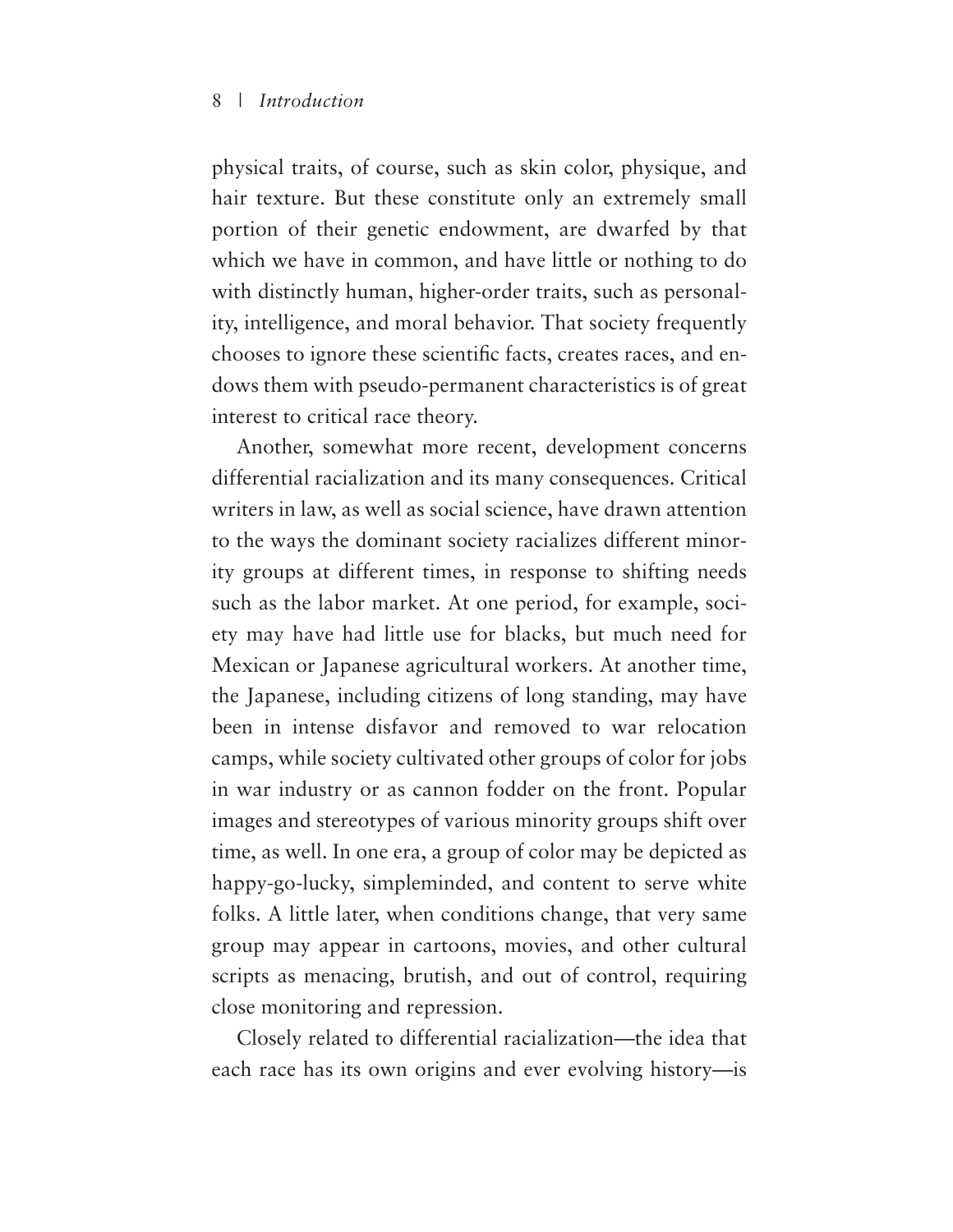physical traits, of course, such as skin color, physique, and hair texture. But these constitute only an extremely small portion of their genetic endowment, are dwarfed by that which we have in common, and have little or nothing to do with distinctly human, higher-order traits, such as personality, intelligence, and moral behavior. That society frequently chooses to ignore these scientific facts, creates races, and endows them with pseudo-permanent characteristics is of great interest to critical race theory.

Another, somewhat more recent, development concerns differential racialization and its many consequences. Critical writers in law, as well as social science, have drawn attention to the ways the dominant society racializes different minority groups at different times, in response to shifting needs such as the labor market. At one period, for example, society may have had little use for blacks, but much need for Mexican or Japanese agricultural workers. At another time, the Japanese, including citizens of long standing, may have been in intense disfavor and removed to war relocation camps, while society cultivated other groups of color for jobs in war industry or as cannon fodder on the front. Popular images and stereotypes of various minority groups shift over time, as well. In one era, a group of color may be depicted as happy-go-lucky, simpleminded, and content to serve white folks. A little later, when conditions change, that very same group may appear in cartoons, movies, and other cultural scripts as menacing, brutish, and out of control, requiring close monitoring and repression.

Closely related to differential racialization—the idea that each race has its own origins and ever evolving history—is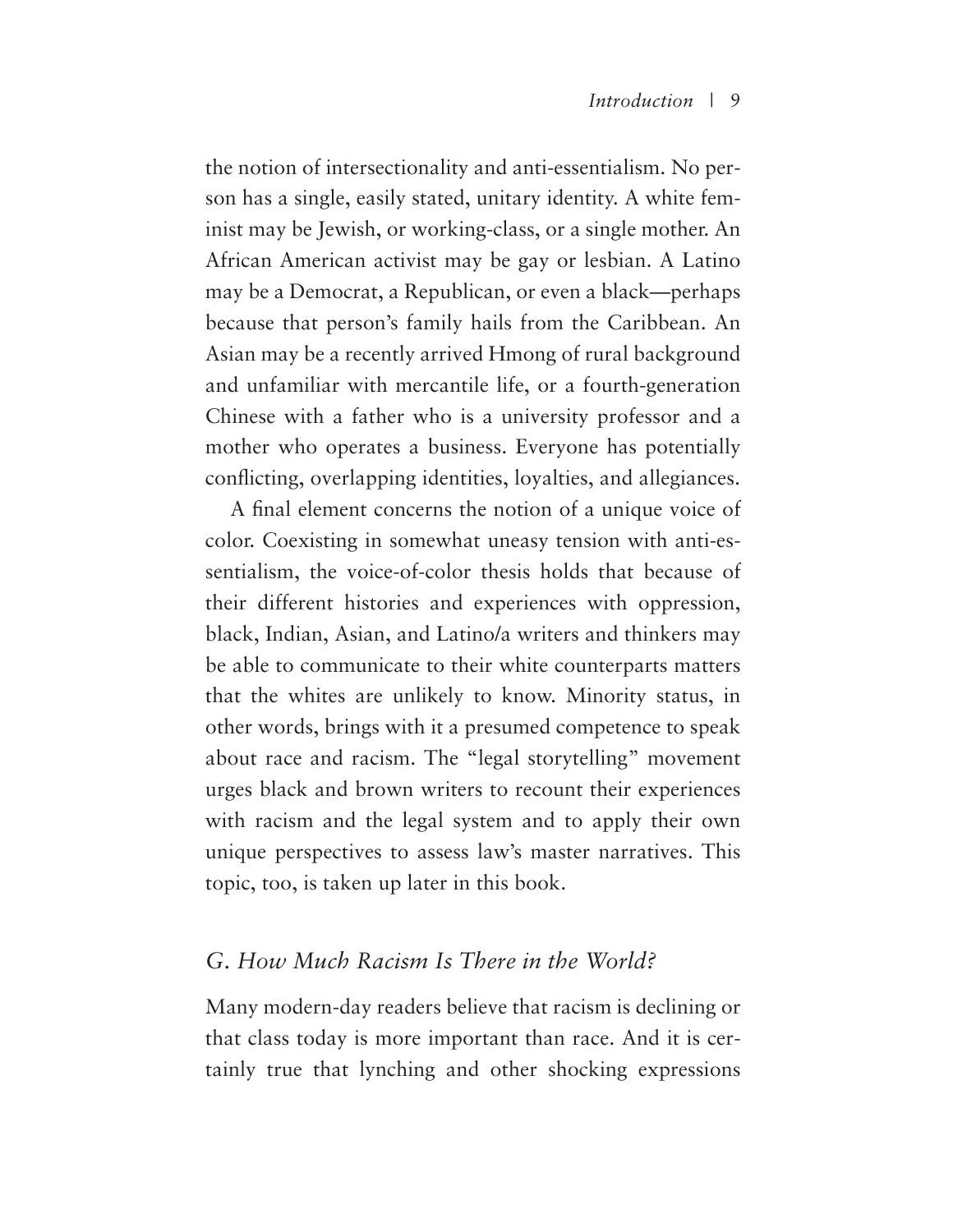the notion of intersectionality and anti-essentialism. No person has a single, easily stated, unitary identity. A white feminist may be Jewish, or working-class, or a single mother. An African American activist may be gay or lesbian. A Latino may be a Democrat, a Republican, or even a black—perhaps because that person's family hails from the Caribbean. An Asian may be a recently arrived Hmong of rural background and unfamiliar with mercantile life, or a fourth-generation Chinese with a father who is a university professor and a mother who operates a business. Everyone has potentially conflicting, overlapping identities, loyalties, and allegiances.

A final element concerns the notion of a unique voice of color. Coexisting in somewhat uneasy tension with anti-essentialism, the voice-of-color thesis holds that because of their different histories and experiences with oppression, black, Indian, Asian, and Latino/a writers and thinkers may be able to communicate to their white counterparts matters that the whites are unlikely to know. Minority status, in other words, brings with it a presumed competence to speak about race and racism. The "legal storytelling" movement urges black and brown writers to recount their experiences with racism and the legal system and to apply their own unique perspectives to assess law's master narratives. This topic, too, is taken up later in this book.

## *G. How Much Racism Is There in the World?*

Many modern-day readers believe that racism is declining or that class today is more important than race. And it is certainly true that lynching and other shocking expressions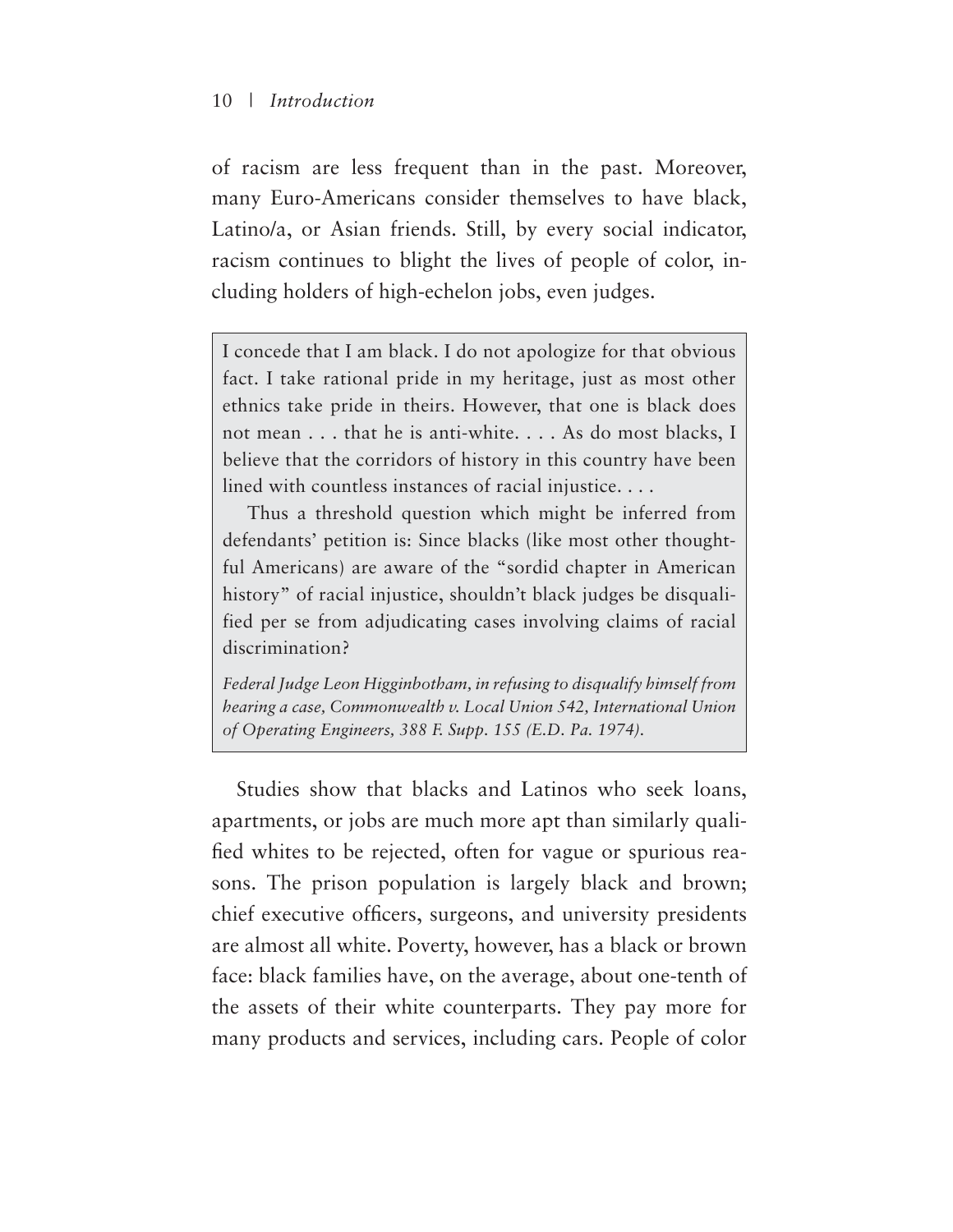of racism are less frequent than in the past. Moreover, many Euro-Americans consider themselves to have black, Latino/a, or Asian friends. Still, by every social indicator, racism continues to blight the lives of people of color, including holders of high-echelon jobs, even judges.

> I concede that I am black. I do not apologize for that obvious fact. I take rational pride in my heritage, just as most other ethnics take pride in theirs. However, that one is black does not mean . . . that he is anti-white. . . . As do most blacks, I believe that the corridors of history in this country have been lined with countless instances of racial injustice. . . .
>
> Thus a threshold question which might be inferred from defendants' petition is: Since blacks (like most other thoughtful Americans) are aware of the "sordid chapter in American history" of racial injustice, shouldn't black judges be disqualified per se from adjudicating cases involving claims of racial discrimination?
>
> *Federal Judge Leon Higginbotham, in refusing to disqualify himself from hearing a case, Commonwealth v. Local Union 542, International Union of Operating Engineers, 388 F. Supp. 155 (E.D. Pa. 1974).*

Studies show that blacks and Latinos who seek loans, apartments, or jobs are much more apt than similarly qualified whites to be rejected, often for vague or spurious reasons. The prison population is largely black and brown; chief executive officers, surgeons, and university presidents are almost all white. Poverty, however, has a black or brown face: black families have, on the average, about one-tenth of the assets of their white counterparts. They pay more for many products and services, including cars. People of color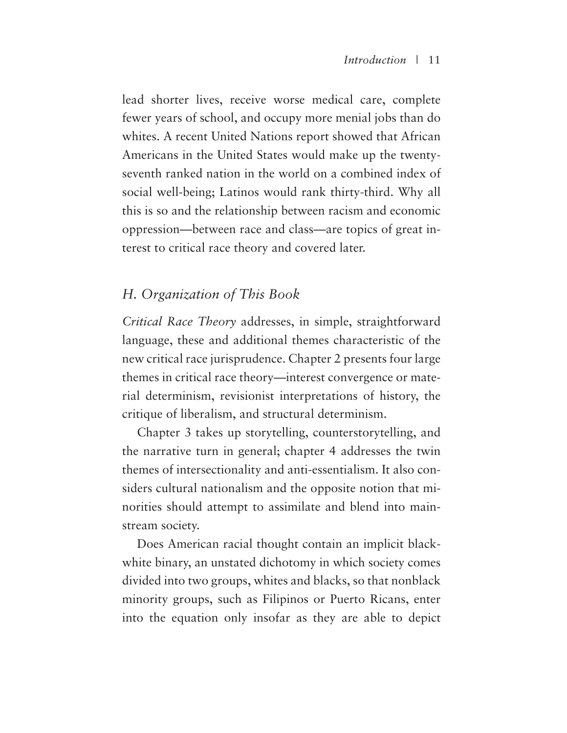lead shorter lives, receive worse medical care, complete fewer years of school, and occupy more menial jobs than do whites. A recent United Nations report showed that African Americans in the United States would make up the twenty-seventh ranked nation in the world on a combined index of social well-being; Latinos would rank thirty-third. Why all this is so and the relationship between racism and economic oppression—between race and class—are topics of great interest to critical race theory and covered later.

## *H. Organization of This Book*

*Critical Race Theory* addresses, in simple, straightforward language, these and additional themes characteristic of the new critical race jurisprudence. Chapter 2 presents four large themes in critical race theory—interest convergence or material determinism, revisionist interpretations of history, the critique of liberalism, and structural determinism.

Chapter 3 takes up storytelling, counterstorytelling, and the narrative turn in general; chapter 4 addresses the twin themes of intersectionality and anti-essentialism. It also considers cultural nationalism and the opposite notion that minorities should attempt to assimilate and blend into mainstream society.

Does American racial thought contain an implicit black-white binary, an unstated dichotomy in which society comes divided into two groups, whites and blacks, so that nonblack minority groups, such as Filipinos or Puerto Ricans, enter into the equation only insofar as they are able to depict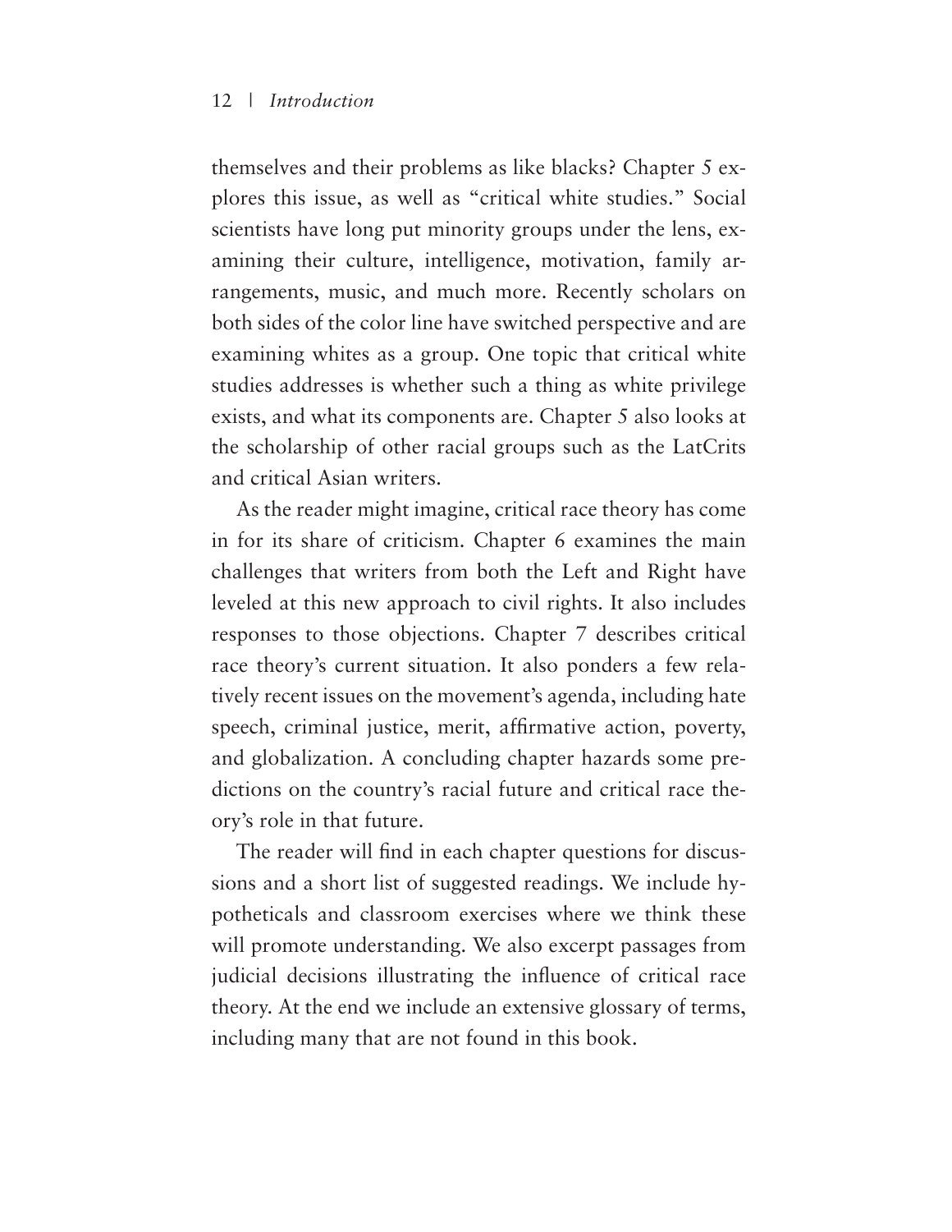themselves and their problems as like blacks? Chapter 5 explores this issue, as well as "critical white studies." Social scientists have long put minority groups under the lens, examining their culture, intelligence, motivation, family arrangements, music, and much more. Recently scholars on both sides of the color line have switched perspective and are examining whites as a group. One topic that critical white studies addresses is whether such a thing as white privilege exists, and what its components are. Chapter 5 also looks at the scholarship of other racial groups such as the LatCrits and critical Asian writers.

As the reader might imagine, critical race theory has come in for its share of criticism. Chapter 6 examines the main challenges that writers from both the Left and Right have leveled at this new approach to civil rights. It also includes responses to those objections. Chapter 7 describes critical race theory's current situation. It also ponders a few relatively recent issues on the movement's agenda, including hate speech, criminal justice, merit, affirmative action, poverty, and globalization. A concluding chapter hazards some predictions on the country's racial future and critical race theory's role in that future.

The reader will find in each chapter questions for discussions and a short list of suggested readings. We include hypotheticals and classroom exercises where we think these will promote understanding. We also excerpt passages from judicial decisions illustrating the influence of critical race theory. At the end we include an extensive glossary of terms, including many that are not found in this book.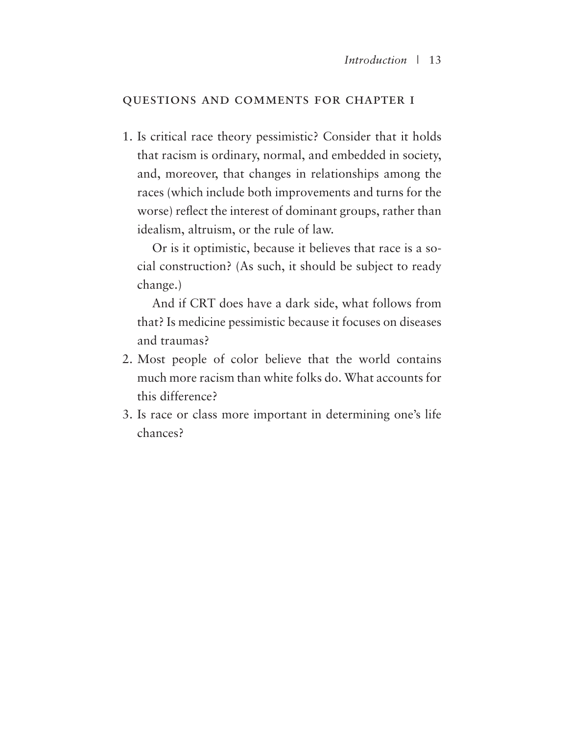## QUESTIONS AND COMMENTS FOR CHAPTER I

1. Is critical race theory pessimistic? Consider that it holds that racism is ordinary, normal, and embedded in society, and, moreover, that changes in relationships among the races (which include both improvements and turns for the worse) reflect the interest of dominant groups, rather than idealism, altruism, or the rule of law.

   Or is it optimistic, because it believes that race is a social construction? (As such, it should be subject to ready change.)

   And if CRT does have a dark side, what follows from that? Is medicine pessimistic because it focuses on diseases and traumas?

2. Most people of color believe that the world contains much more racism than white folks do. What accounts for this difference?
3. Is race or class more important in determining one's life chances?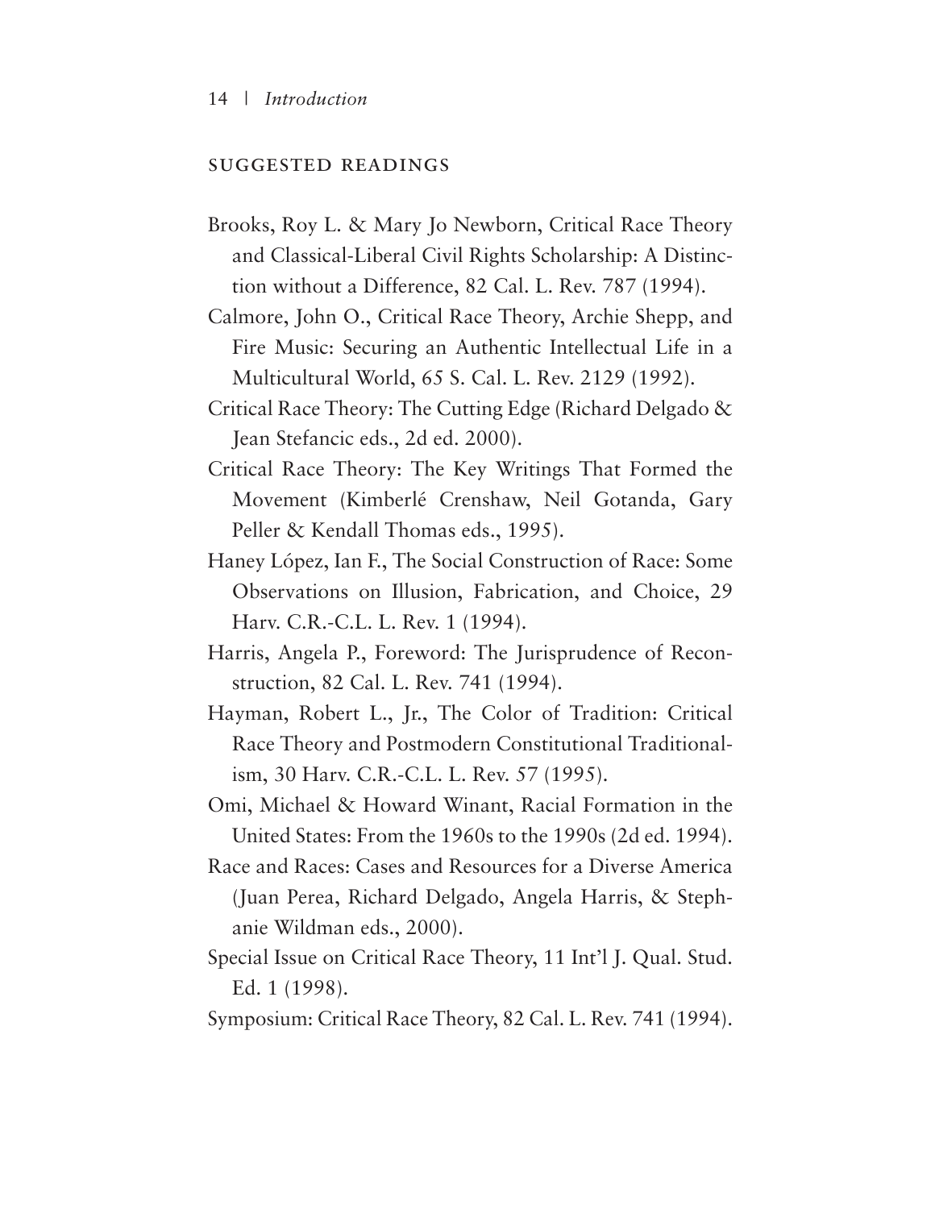## SUGGESTED READINGS

Brooks, Roy L. & Mary Jo Newborn, Critical Race Theory and Classical-Liberal Civil Rights Scholarship: A Distinction without a Difference, 82 Cal. L. Rev. 787 (1994).

Calmore, John O., Critical Race Theory, Archie Shepp, and Fire Music: Securing an Authentic Intellectual Life in a Multicultural World, 65 S. Cal. L. Rev. 2129 (1992).

Critical Race Theory: The Cutting Edge (Richard Delgado & Jean Stefancic eds., 2d ed. 2000).

Critical Race Theory: The Key Writings That Formed the Movement (Kimberlé Crenshaw, Neil Gotanda, Gary Peller & Kendall Thomas eds., 1995).

Haney López, Ian F., The Social Construction of Race: Some Observations on Illusion, Fabrication, and Choice, 29 Harv. C.R.-C.L. L. Rev. 1 (1994).

Harris, Angela P., Foreword: The Jurisprudence of Reconstruction, 82 Cal. L. Rev. 741 (1994).

Hayman, Robert L., Jr., The Color of Tradition: Critical Race Theory and Postmodern Constitutional Traditionalism, 30 Harv. C.R.-C.L. L. Rev. 57 (1995).

Omi, Michael & Howard Winant, Racial Formation in the United States: From the 1960s to the 1990s (2d ed. 1994).

Race and Races: Cases and Resources for a Diverse America (Juan Perea, Richard Delgado, Angela Harris, & Stephanie Wildman eds., 2000).

Special Issue on Critical Race Theory, 11 Int'l J. Qual. Stud. Ed. 1 (1998).

Symposium: Critical Race Theory, 82 Cal. L. Rev. 741 (1994).